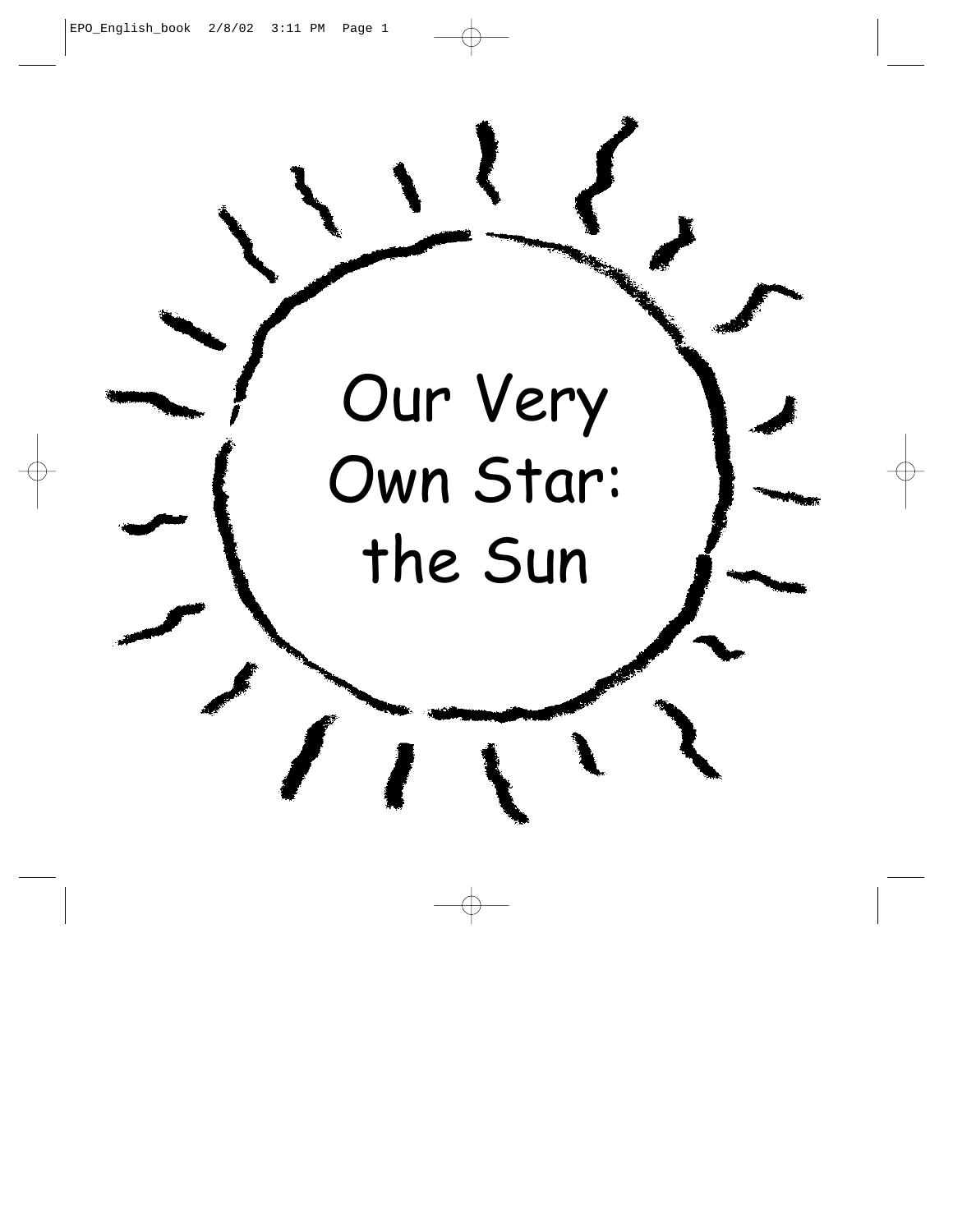# Our Very Own Star: the Sun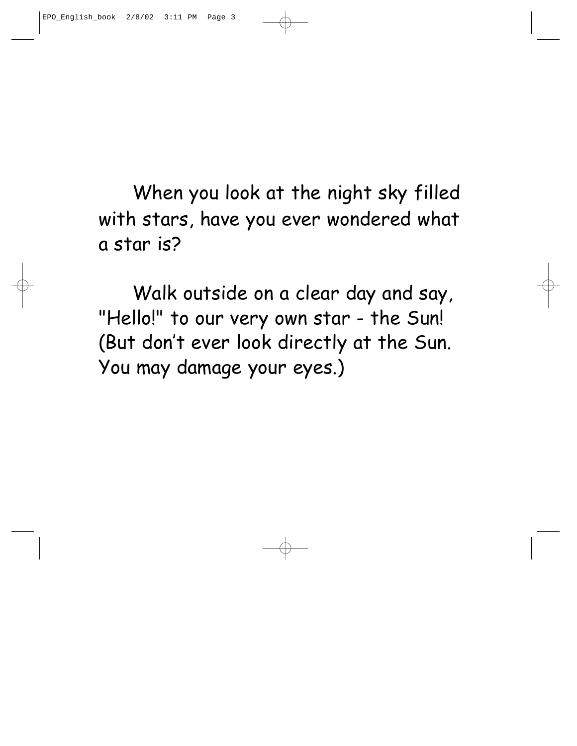When you look at the night sky filled with stars, have you ever wondered what a star is?

Walk outside on a clear day and say, "Hello!" to our very own star - the Sun! (But don't ever look directly at the Sun. You may damage your eyes.)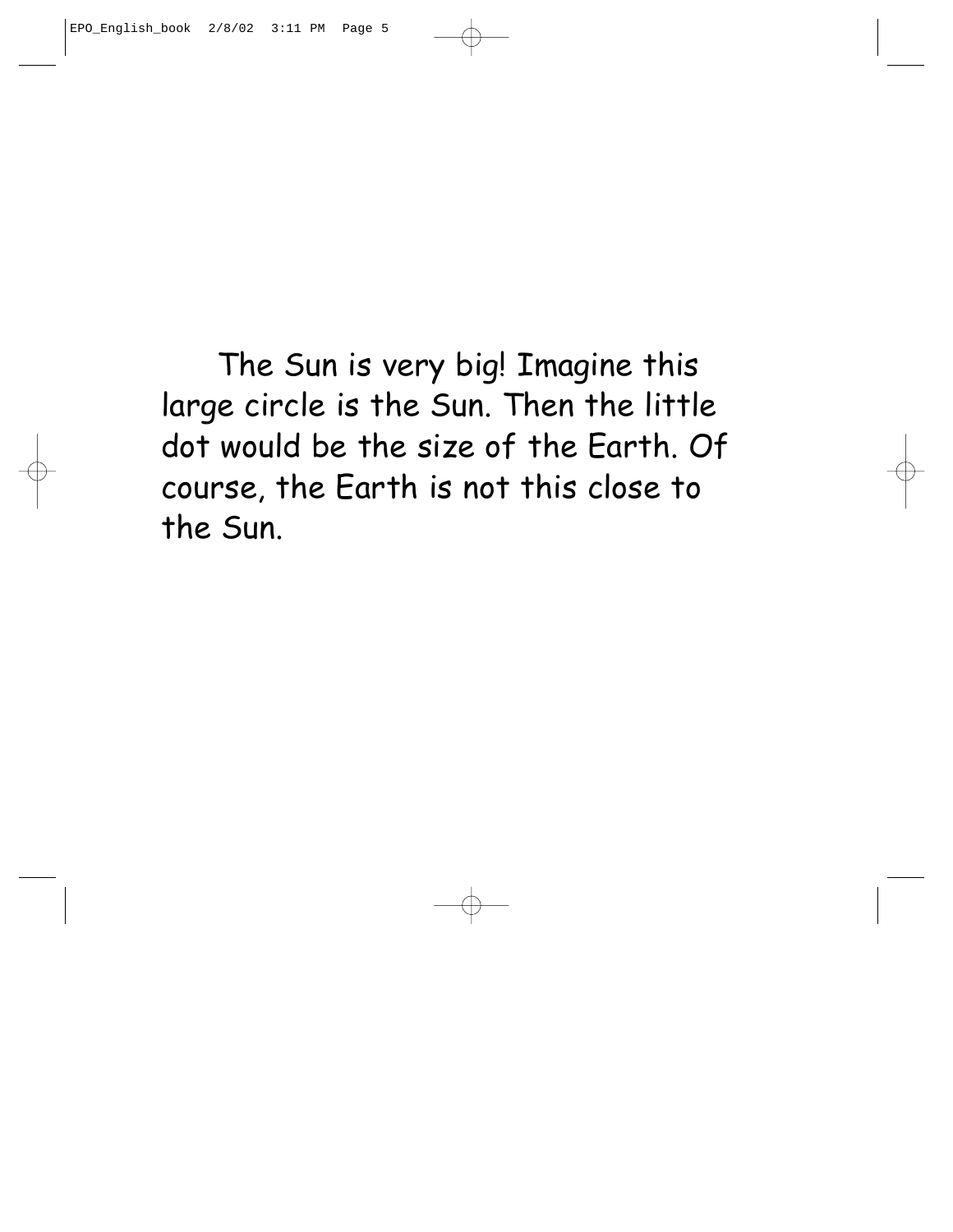The Sun is very big! Imagine this large circle is the Sun. Then the little dot would be the size of the Earth. Of course, the Earth is not this close to the Sun.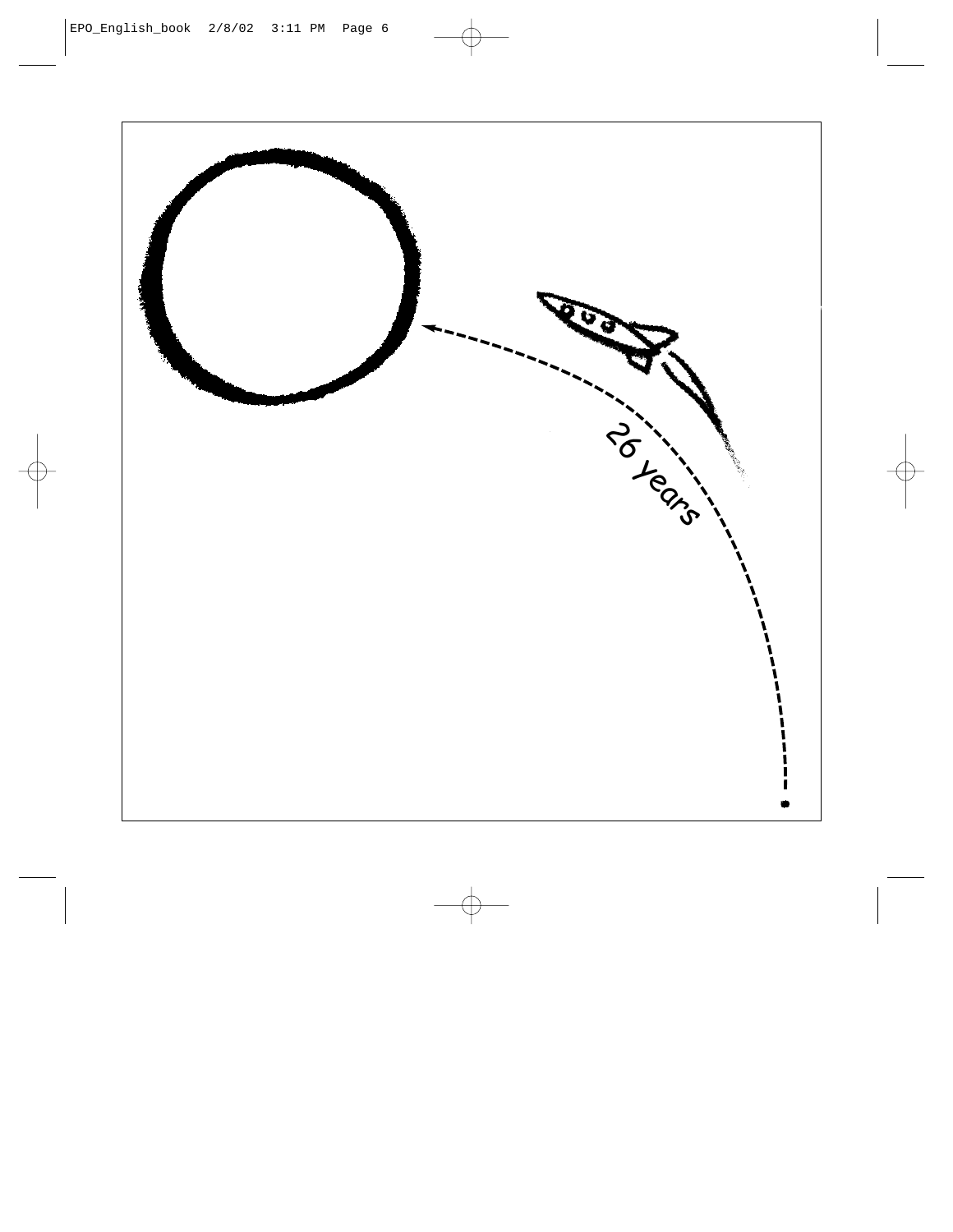26 years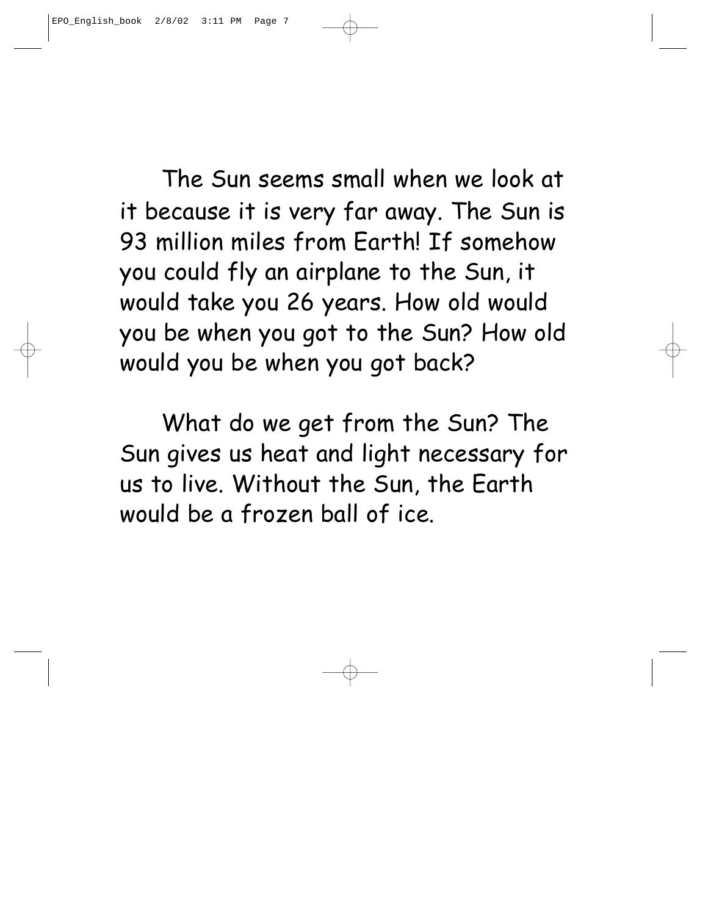The Sun seems small when we look at it because it is very far away. The Sun is 93 million miles from Earth! If somehow you could fly an airplane to the Sun, it would take you 26 years. How old would you be when you got to the Sun? How old would you be when you got back?

What do we get from the Sun? The Sun gives us heat and light necessary for us to live. Without the Sun, the Earth would be a frozen ball of ice.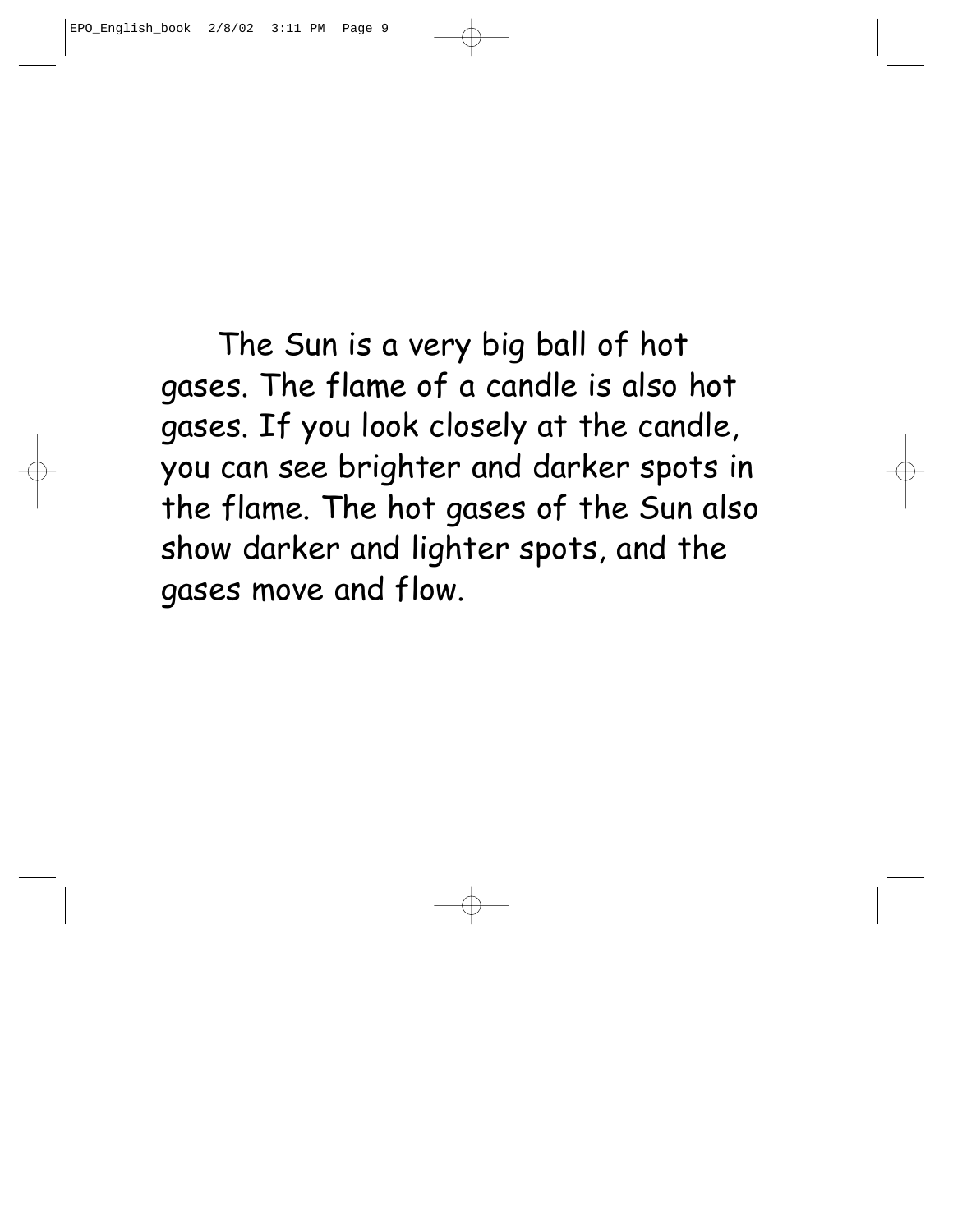The Sun is a very big ball of hot gases. The flame of a candle is also hot gases. If you look closely at the candle, you can see brighter and darker spots in the flame. The hot gases of the Sun also show darker and lighter spots, and the gases move and flow.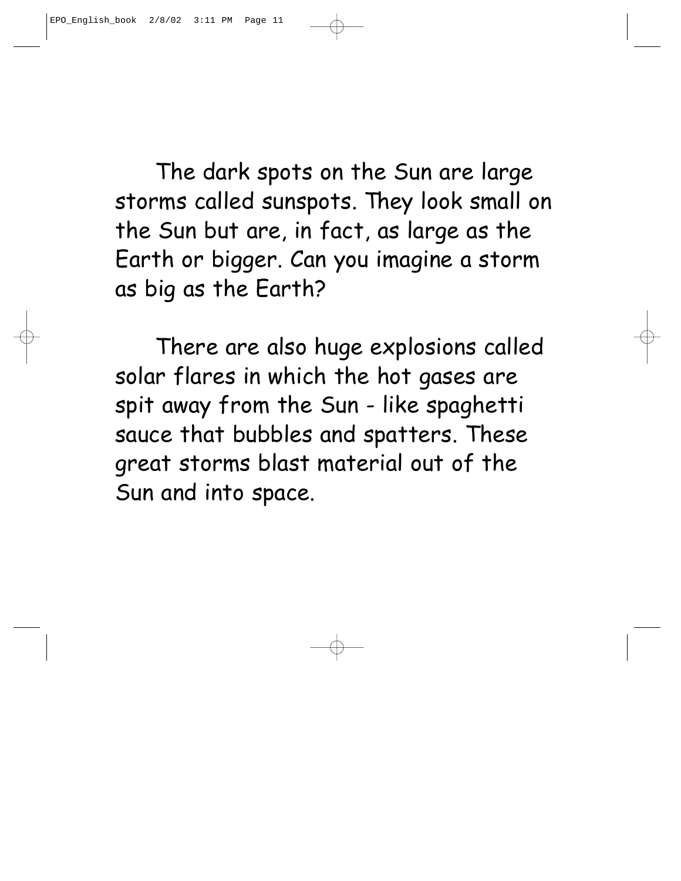The dark spots on the Sun are large storms called sunspots. They look small on the Sun but are, in fact, as large as the Earth or bigger. Can you imagine a storm as big as the Earth?

There are also huge explosions called solar flares in which the hot gases are spit away from the Sun - like spaghetti sauce that bubbles and spatters. These great storms blast material out of the Sun and into space.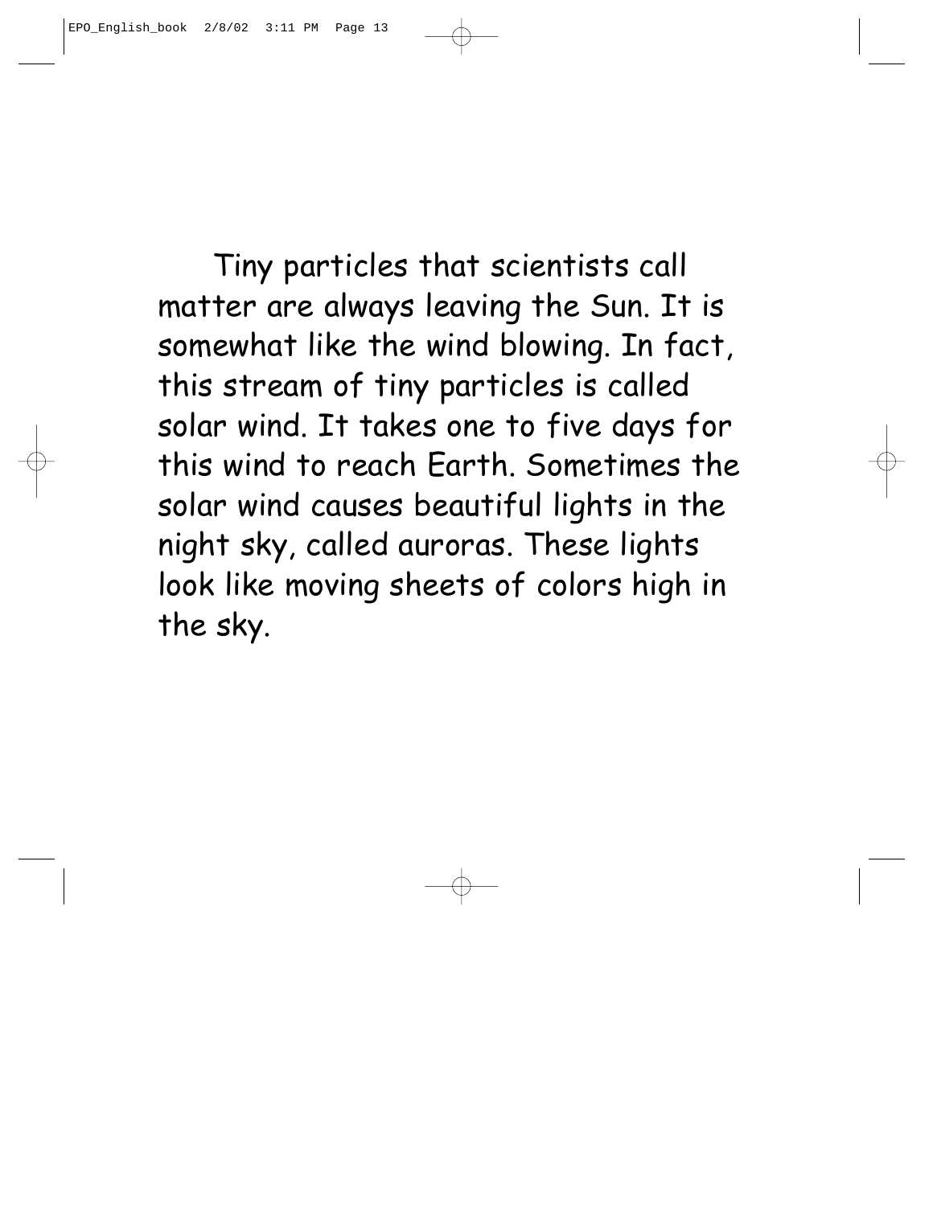Tiny particles that scientists call matter are always leaving the Sun. It is somewhat like the wind blowing. In fact, this stream of tiny particles is called solar wind. It takes one to five days for this wind to reach Earth. Sometimes the solar wind causes beautiful lights in the night sky, called auroras. These lights look like moving sheets of colors high in the sky.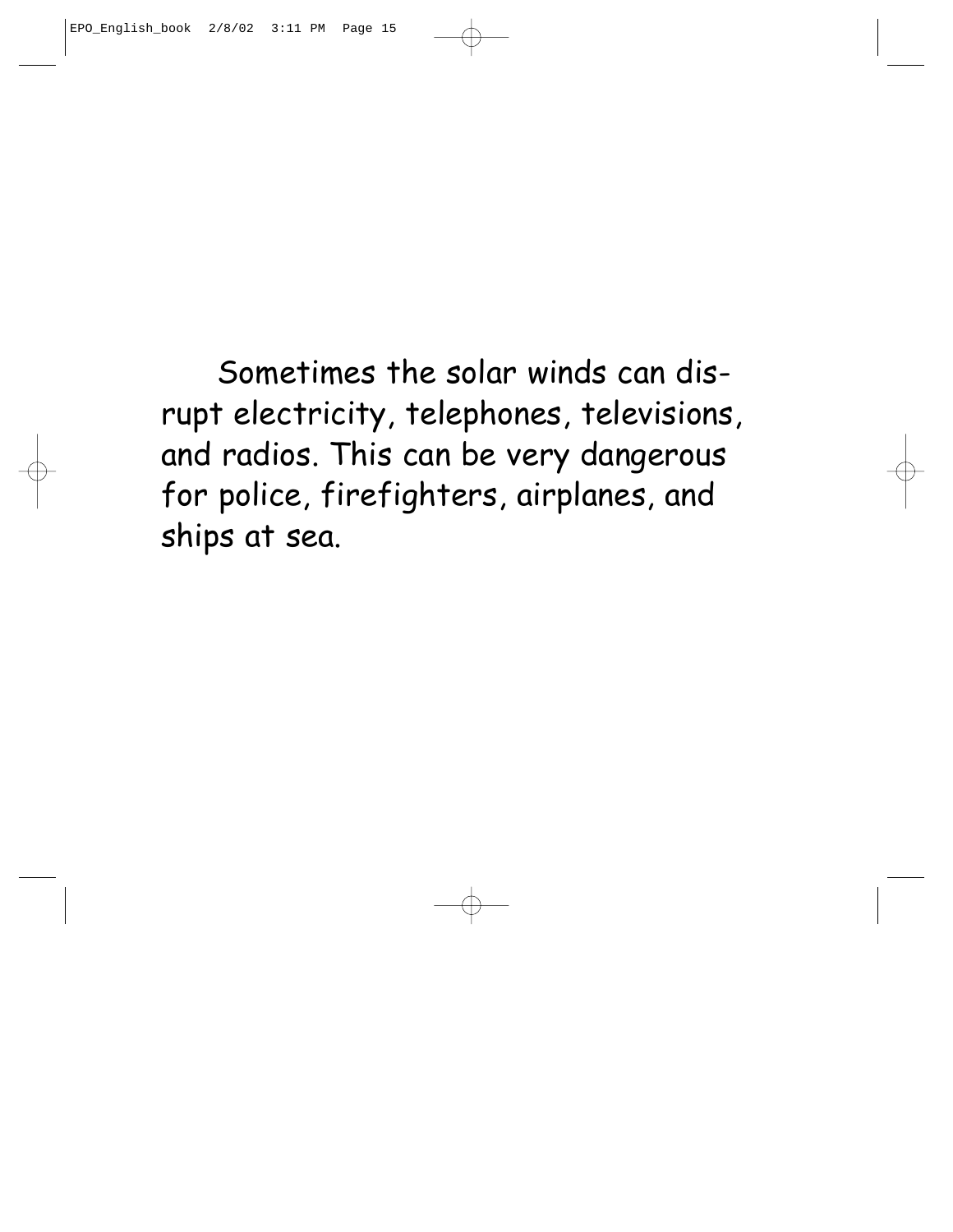Sometimes the solar winds can disrupt electricity, telephones, televisions, and radios. This can be very dangerous for police, firefighters, airplanes, and ships at sea.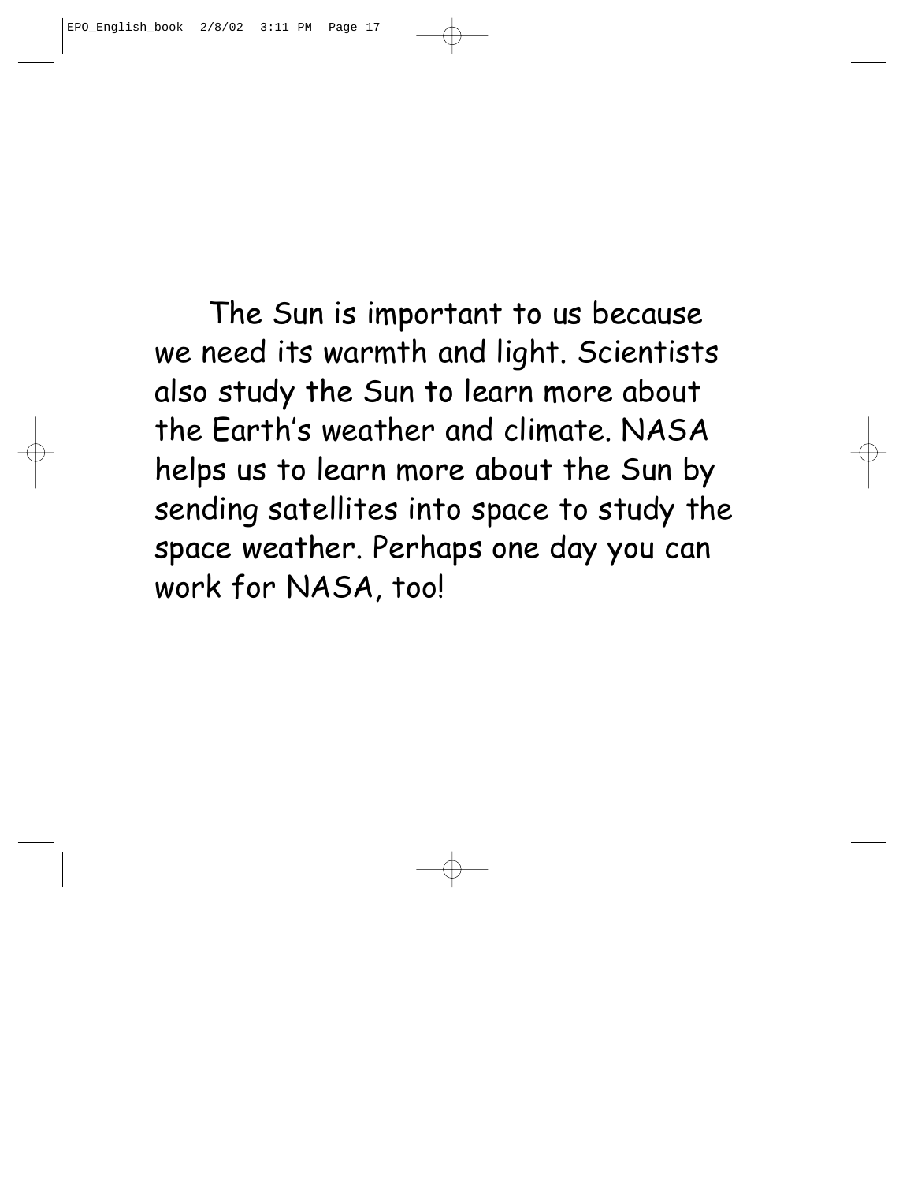The Sun is important to us because we need its warmth and light. Scientists also study the Sun to learn more about the Earth's weather and climate. NASA helps us to learn more about the Sun by sending satellites into space to study the space weather. Perhaps one day you can work for NASA, too!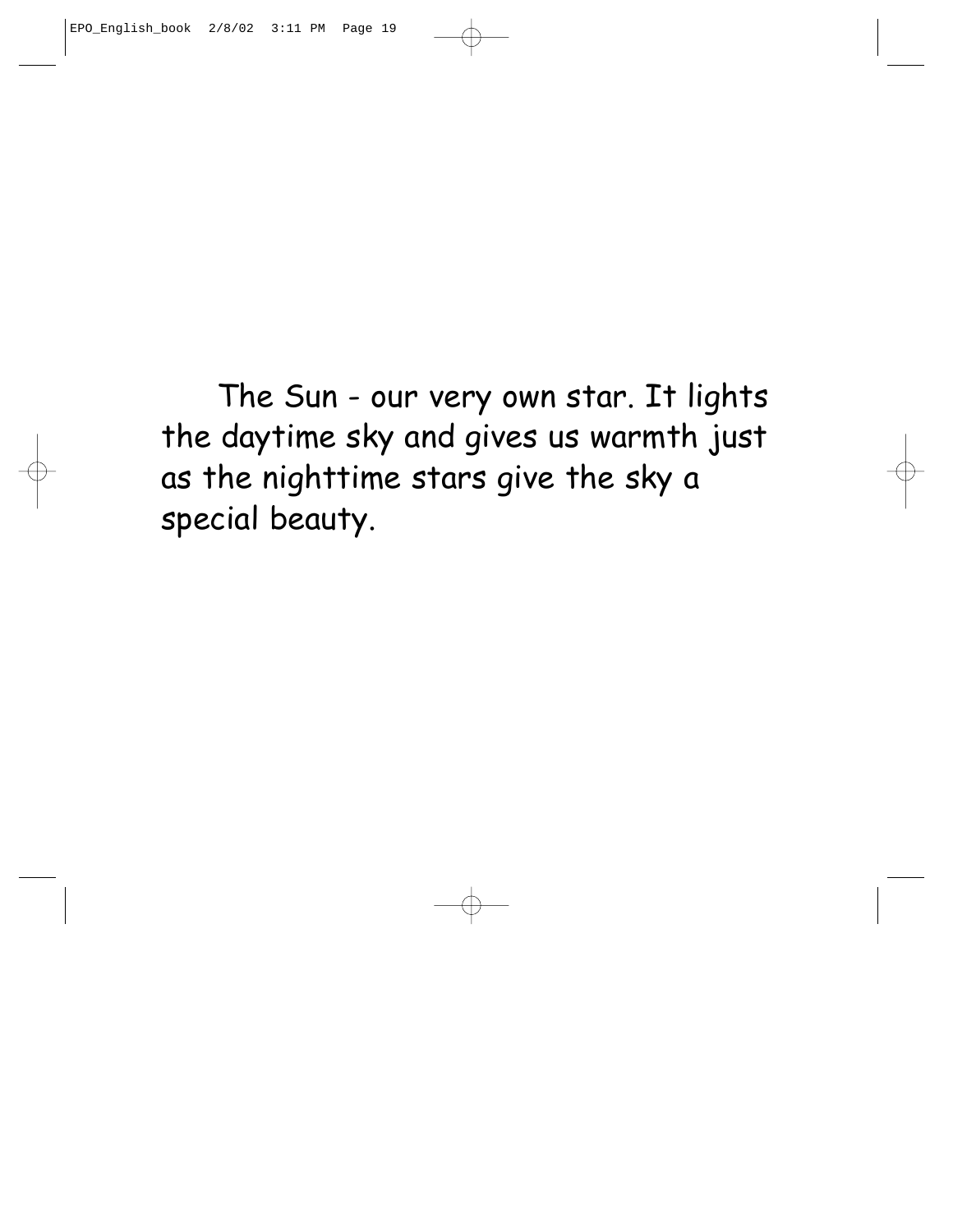The Sun - our very own star. It lights the daytime sky and gives us warmth just as the nighttime stars give the sky a special beauty.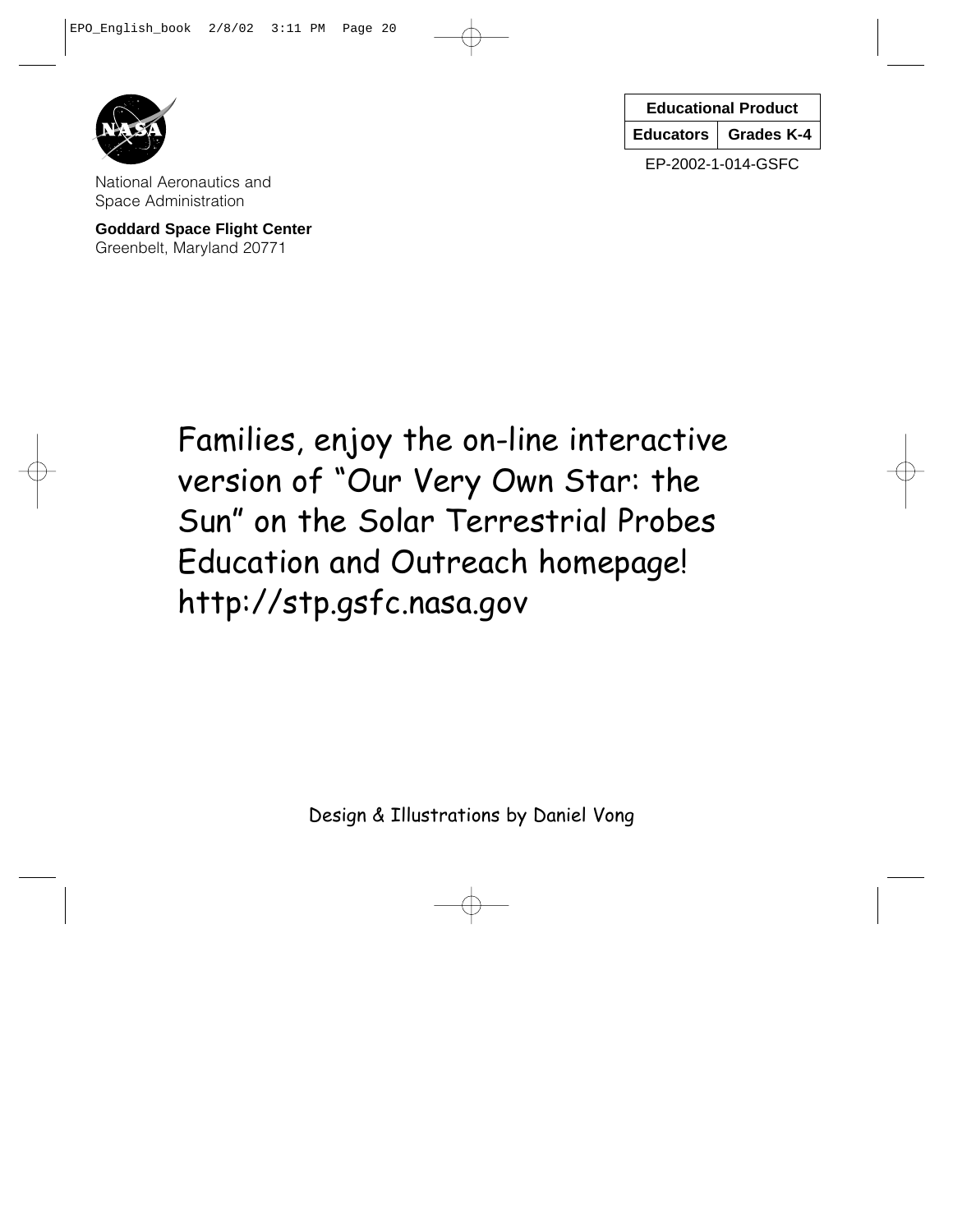National Aeronautics and Space Administration

**Goddard Space Flight Center**
Greenbelt, Maryland 20771

| Educational Product | |
| --- | --- |
| **Educators** | **Grades K-4** |

EP-2002-1-014-GSFC

Families, enjoy the on-line interactive version of "Our Very Own Star: the Sun" on the Solar Terrestrial Probes Education and Outreach homepage! http://stp.gsfc.nasa.gov

Design & Illustrations by Daniel Vong